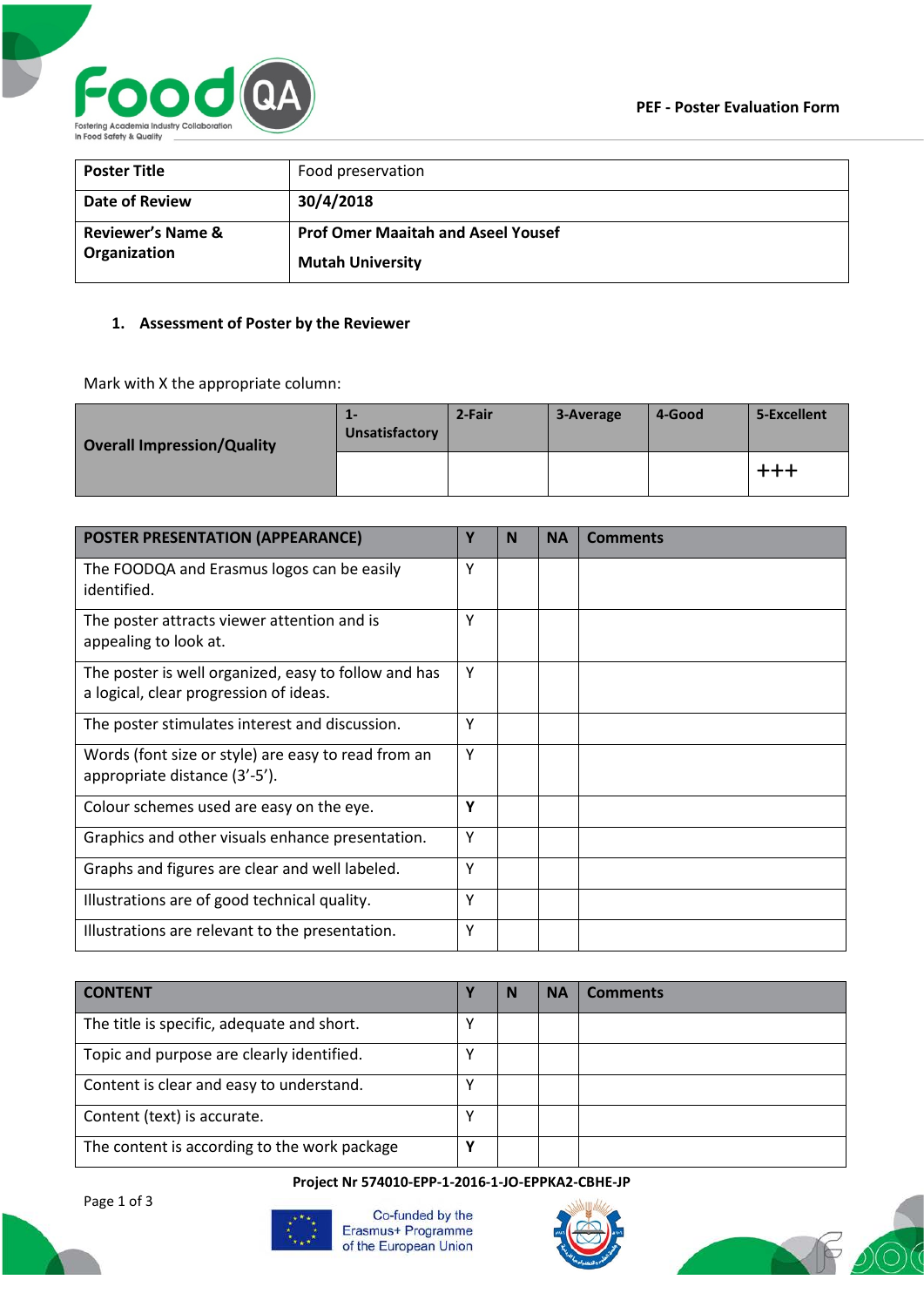**PEF - Poster Evaluation Form**

| **Poster Title** | Food preservation |
|---|---|
| **Date of Review** | **30/4/2018** |
| **Reviewer's Name & Organization** | **Prof Omer Maaitah and Aseel Yousef**<br>**Mutah University** |

1. **Assessment of Poster by the Reviewer**

Mark with X the appropriate column:

| **Overall Impression/Quality** | **1-Unsatisfactory** | **2-Fair** | **3-Average** | **4-Good** | **5-Excellent** |
|---|---|---|---|---|---|
| | | | | | +++ |

| **POSTER PRESENTATION (APPEARANCE)** | **Y** | **N** | **NA** | **Comments** |
|---|---|---|---|---|
| The FOODQA and Erasmus logos can be easily identified. | Y | | | |
| The poster attracts viewer attention and is appealing to look at. | Y | | | |
| The poster is well organized, easy to follow and has a logical, clear progression of ideas. | Y | | | |
| The poster stimulates interest and discussion. | Y | | | |
| Words (font size or style) are easy to read from an appropriate distance (3'-5'). | Y | | | |
| Colour schemes used are easy on the eye. | **Y** | | | |
| Graphics and other visuals enhance presentation. | Y | | | |
| Graphs and figures are clear and well labeled. | Y | | | |
| Illustrations are of good technical quality. | Y | | | |
| Illustrations are relevant to the presentation. | Y | | | |

| **CONTENT** | **Y** | **N** | **NA** | **Comments** |
|---|---|---|---|---|
| The title is specific, adequate and short. | Y | | | |
| Topic and purpose are clearly identified. | Y | | | |
| Content is clear and easy to understand. | Y | | | |
| Content (text) is accurate. | Y | | | |
| The content is according to the work package | **Y** | | | |

**Project Nr 574010-EPP-1-2016-1-JO-EPPKA2-CBHE-JP**

Co-funded by the Erasmus+ Programme of the European Union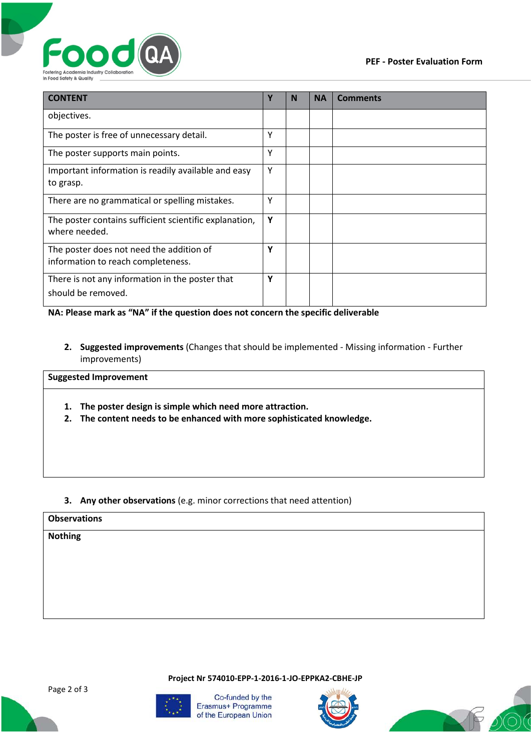| CONTENT | Y | N | NA | Comments |
|---|---|---|---|---|
| objectives. | | | | |
| The poster is free of unnecessary detail. | Y | | | |
| The poster supports main points. | Y | | | |
| Important information is readily available and easy to grasp. | Y | | | |
| There are no grammatical or spelling mistakes. | Y | | | |
| The poster contains sufficient scientific explanation, where needed. | **Y** | | | |
| The poster does not need the addition of information to reach completeness. | **Y** | | | |
| There is not any information in the poster that should be removed. | **Y** | | | |

**NA: Please mark as "NA" if the question does not concern the specific deliverable**

2. **Suggested improvements** (Changes that should be implemented - Missing information - Further improvements)

| Suggested Improvement |
|---|
| 1. **The poster design is simple which need more attraction.**<br>2. **The content needs to be enhanced with more sophisticated knowledge.** |

3. **Any other observations** (e.g. minor corrections that need attention)

| Observations |
|---|
| **Nothing** |

**Project Nr 574010-EPP-1-2016-1-JO-EPPKA2-CBHE-JP**

Co-funded by the Erasmus+ Programme of the European Union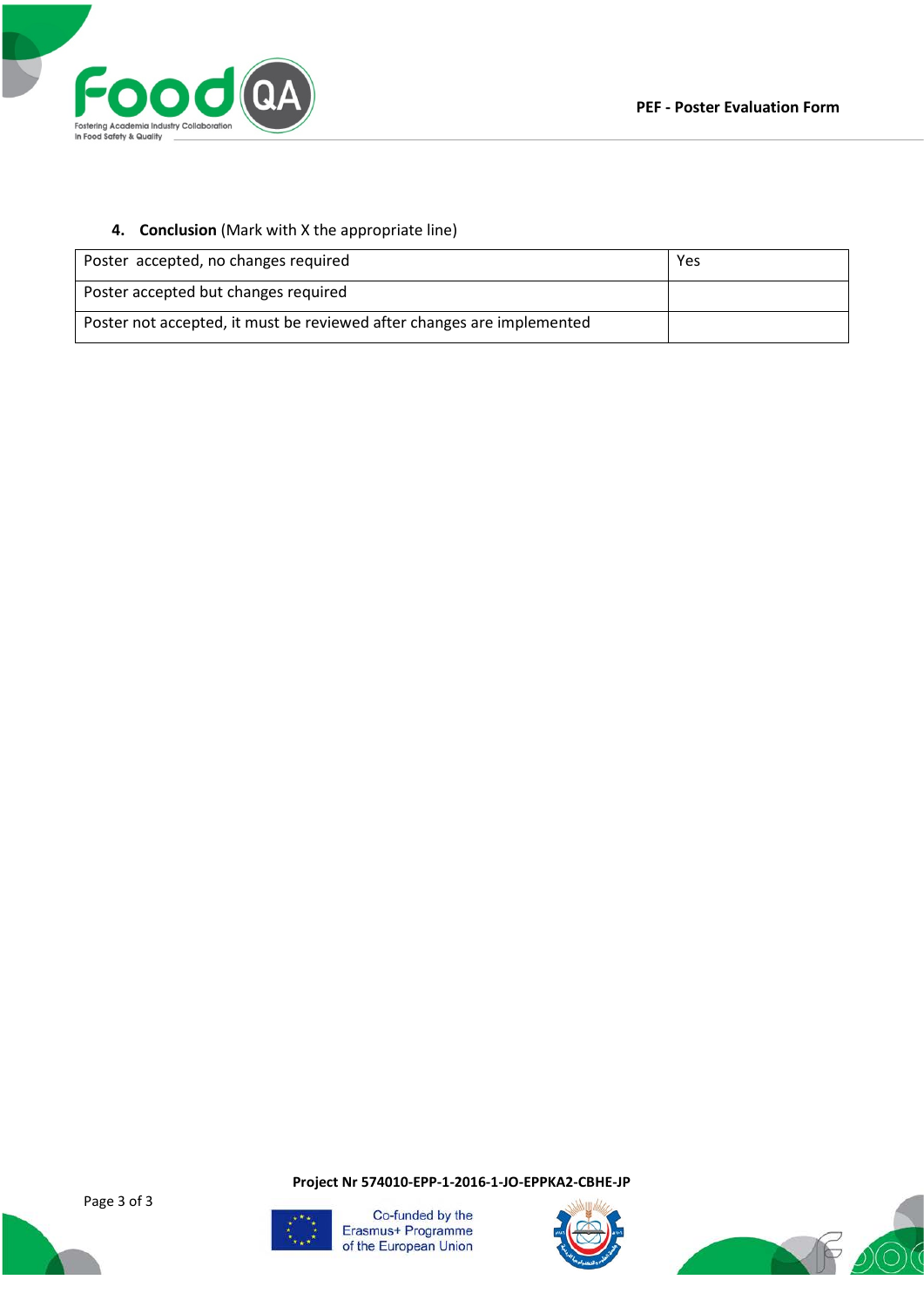4. **Conclusion** (Mark with X the appropriate line)

| | |
|---|---|
| Poster accepted, no changes required | Yes |
| Poster accepted but changes required | |
| Poster not accepted, it must be reviewed after changes are implemented | |